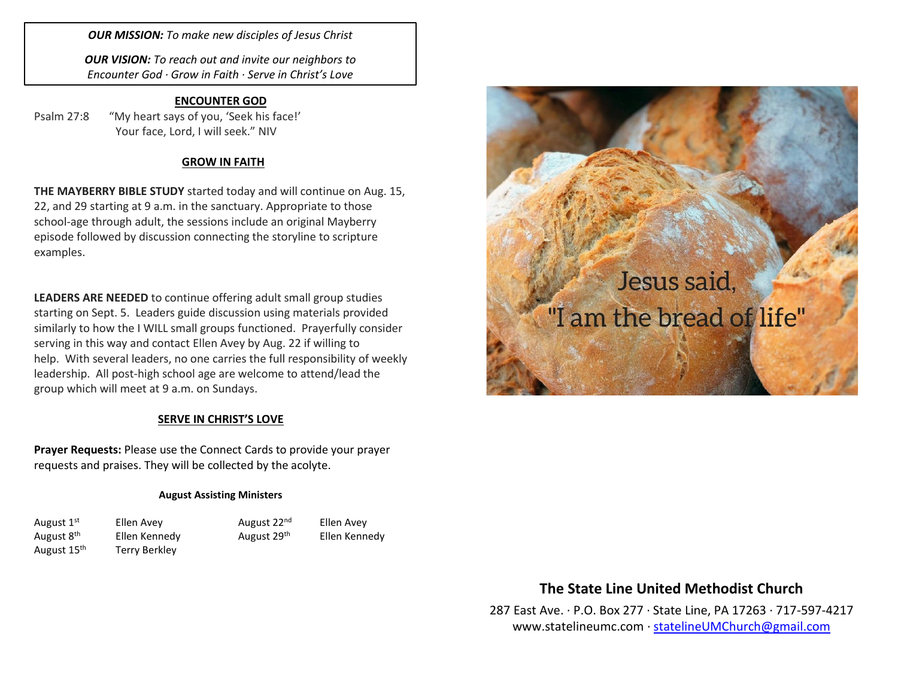***OUR MISSION:*** *To make new disciples of Jesus Christ*

***OUR VISION:*** *To reach out and invite our neighbors to Encounter God · Grow in Faith · Serve in Christ's Love*

## ENCOUNTER GOD

Psalm 27:8 "My heart says of you, 'Seek his face!' Your face, Lord, I will seek." NIV

## GROW IN FAITH

**THE MAYBERRY BIBLE STUDY** started today and will continue on Aug. 15, 22, and 29 starting at 9 a.m. in the sanctuary. Appropriate to those school-age through adult, the sessions include an original Mayberry episode followed by discussion connecting the storyline to scripture examples.

**LEADERS ARE NEEDED** to continue offering adult small group studies starting on Sept. 5. Leaders guide discussion using materials provided similarly to how the I WILL small groups functioned. Prayerfully consider serving in this way and contact Ellen Avey by Aug. 22 if willing to help. With several leaders, no one carries the full responsibility of weekly leadership. All post-high school age are welcome to attend/lead the group which will meet at 9 a.m. on Sundays.

## SERVE IN CHRIST'S LOVE

**Prayer Requests:** Please use the Connect Cards to provide your prayer requests and praises. They will be collected by the acolyte.

**August Assisting Ministers**

| | | | |
|---|---|---|---|
| August 1st | Ellen Avey | August 22nd | Ellen Avey |
| August 8th | Ellen Kennedy | August 29th | Ellen Kennedy |
| August 15th | Terry Berkley | | |

Jesus said, "I am the bread of life"

## The State Line United Methodist Church

287 East Ave. · P.O. Box 277 · State Line, PA 17263 · 717-597-4217
www.statelineumc.com · statelineUMChurch@gmail.com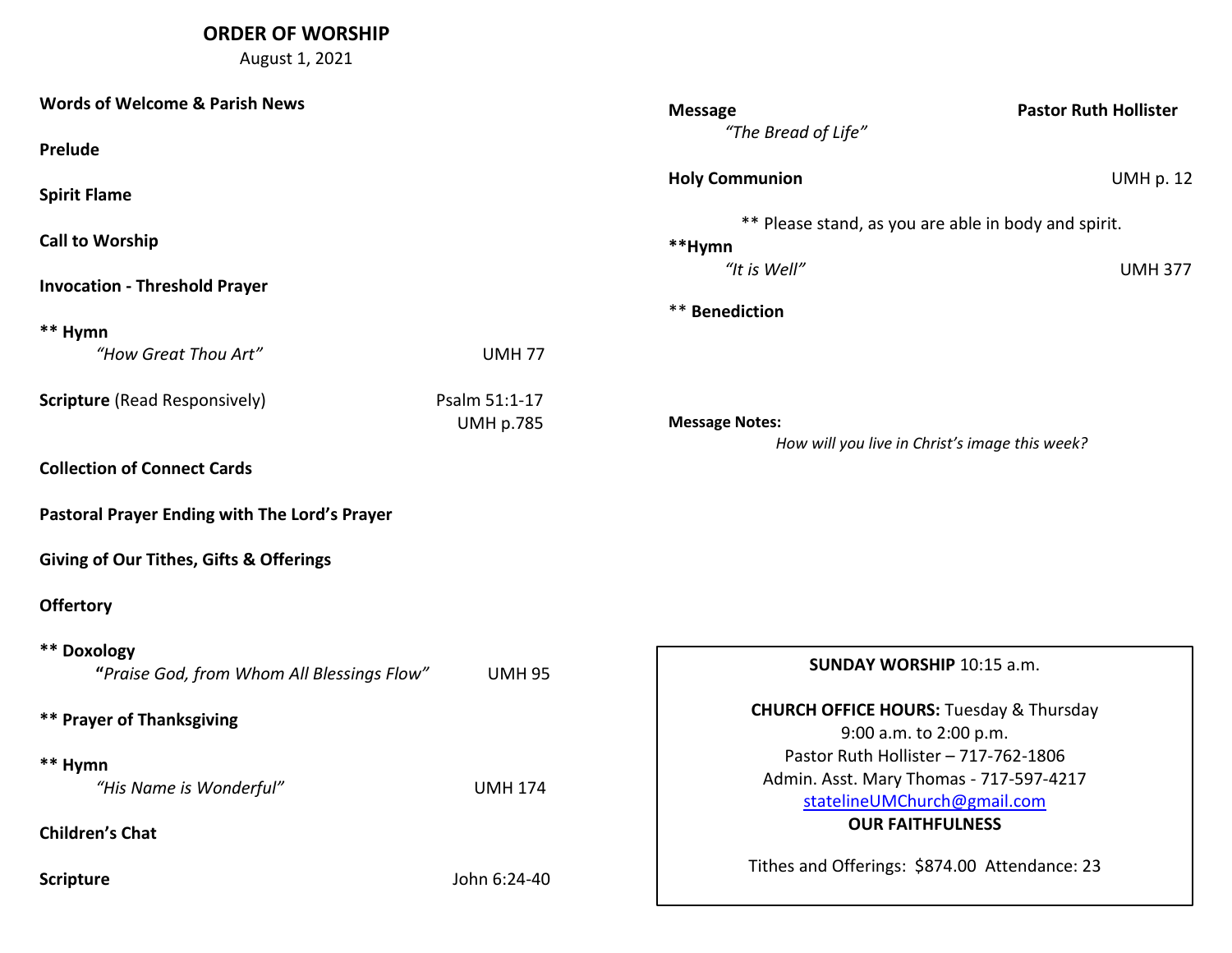## ORDER OF WORSHIP

August 1, 2021

**Words of Welcome & Parish News**

**Prelude**

**Spirit Flame**

**Call to Worship**

**Invocation - Threshold Prayer**

**** Hymn**
*"How Great Thou Art"* UMH 77

**Scripture** (Read Responsively) Psalm 51:1-17
UMH p.785

**Collection of Connect Cards**

**Pastoral Prayer Ending with The Lord's Prayer**

**Giving of Our Tithes, Gifts & Offerings**

**Offertory**

**** Doxology**
**"***Praise God, from Whom All Blessings Flow"* UMH 95

**** Prayer of Thanksgiving**

**** Hymn**
*"His Name is Wonderful"* UMH 174

**Children's Chat**

**Scripture** John 6:24-40

**Message** **Pastor Ruth Hollister**
*"The Bread of Life"*

**Holy Communion** UMH p. 12

** Please stand, as you are able in body and spirit.

****Hymn**
*"It is Well"* UMH 377

** **Benediction**

**Message Notes:**
*How will you live in Christ's image this week?*

---

**SUNDAY WORSHIP** 10:15 a.m.

**CHURCH OFFICE HOURS:** Tuesday & Thursday
9:00 a.m. to 2:00 p.m.
Pastor Ruth Hollister – 717-762-1806
Admin. Asst. Mary Thomas - 717-597-4217
statelineUMChurch@gmail.com

**OUR FAITHFULNESS**

Tithes and Offerings: $874.00 Attendance: 23